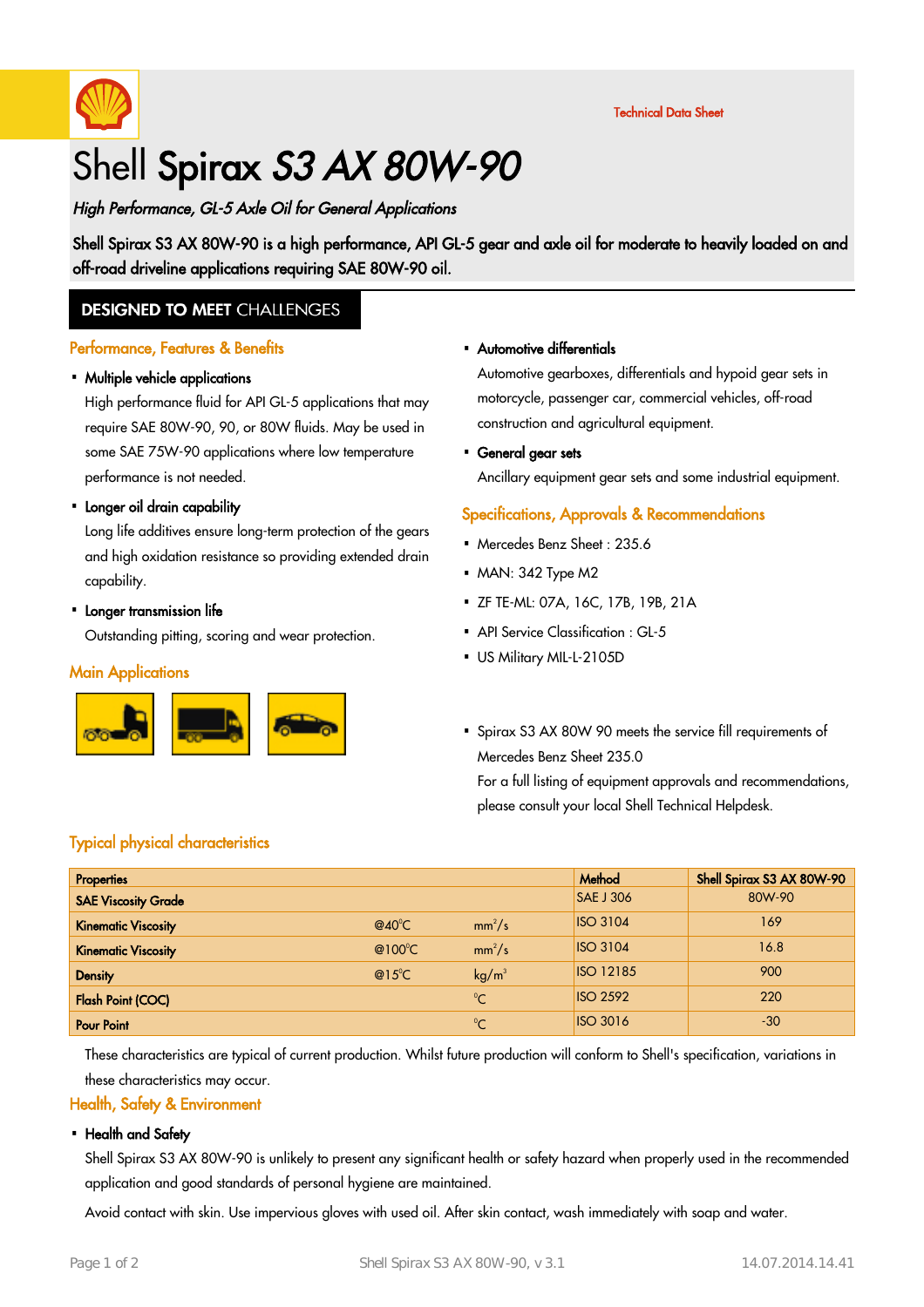Technical Data Sheet

# Shell **Spirax** *S3 AX 80W-90*

*High Performance, GL-5 Axle Oil for General Applications*

Shell Spirax S3 AX 80W-90 is a high performance, API GL-5 gear and axle oil for moderate to heavily loaded on and off-road driveline applications requiring SAE 80W-90 oil.

## DESIGNED TO MEET CHALLENGES

### Performance, Features & Benefits

- **Multiple vehicle applications**

  High performance fluid for API GL-5 applications that may require SAE 80W-90, 90, or 80W fluids. May be used in some SAE 75W-90 applications where low temperature performance is not needed.

- **Longer oil drain capability**

  Long life additives ensure long-term protection of the gears and high oxidation resistance so providing extended drain capability.

- **Longer transmission life**

  Outstanding pitting, scoring and wear protection.

### Main Applications

- **Automotive differentials**

  Automotive gearboxes, differentials and hypoid gear sets in motorcycle, passenger car, commercial vehicles, off-road construction and agricultural equipment.

- **General gear sets**

  Ancillary equipment gear sets and some industrial equipment.

### Specifications, Approvals & Recommendations

- Mercedes Benz Sheet : 235.6
- MAN: 342 Type M2
- ZF TE-ML: 07A, 16C, 17B, 19B, 21A
- API Service Classification : GL-5
- US Military MIL-L-2105D

- Spirax S3 AX 80W 90 meets the service fill requirements of Mercedes Benz Sheet 235.0

  For a full listing of equipment approvals and recommendations, please consult your local Shell Technical Helpdesk.

### Typical physical characteristics

| Properties | | | Method | Shell Spirax S3 AX 80W-90 |
|---|---|---|---|---|
| SAE Viscosity Grade | | | SAE J 306 | 80W-90 |
| Kinematic Viscosity | @40°C | $mm^2/s$ | ISO 3104 | 169 |
| Kinematic Viscosity | @100°C | $mm^2/s$ | ISO 3104 | 16.8 |
| Density | @15°C | $kg/m^3$ | ISO 12185 | 900 |
| Flash Point (COC) | | °C | ISO 2592 | 220 |
| Pour Point | | °C | ISO 3016 | -30 |

These characteristics are typical of current production. Whilst future production will conform to Shell's specification, variations in these characteristics may occur.

### Health, Safety & Environment

- **Health and Safety**

  Shell Spirax S3 AX 80W-90 is unlikely to present any significant health or safety hazard when properly used in the recommended application and good standards of personal hygiene are maintained.

  Avoid contact with skin. Use impervious gloves with used oil. After skin contact, wash immediately with soap and water.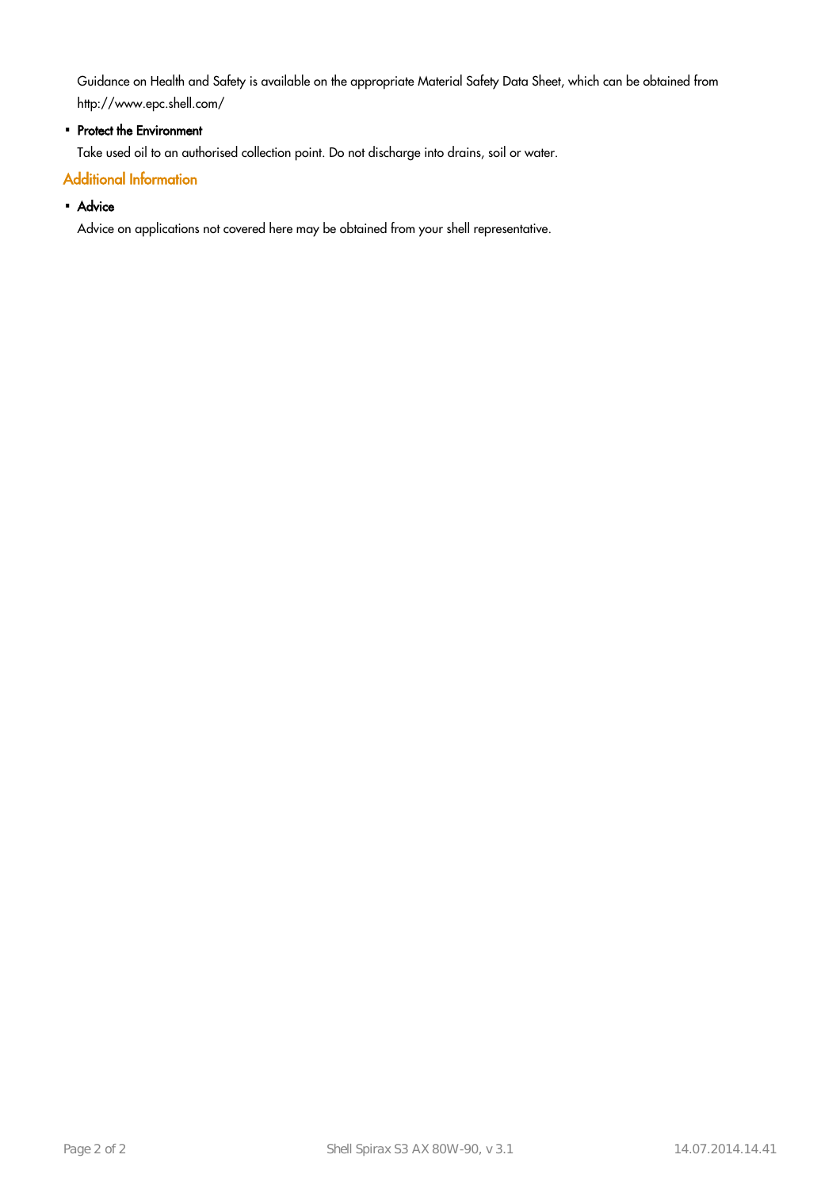Guidance on Health and Safety is available on the appropriate Material Safety Data Sheet, which can be obtained from http://www.epc.shell.com/

- **Protect the Environment**

  Take used oil to an authorised collection point. Do not discharge into drains, soil or water.

## Additional Information

- **Advice**

  Advice on applications not covered here may be obtained from your shell representative.